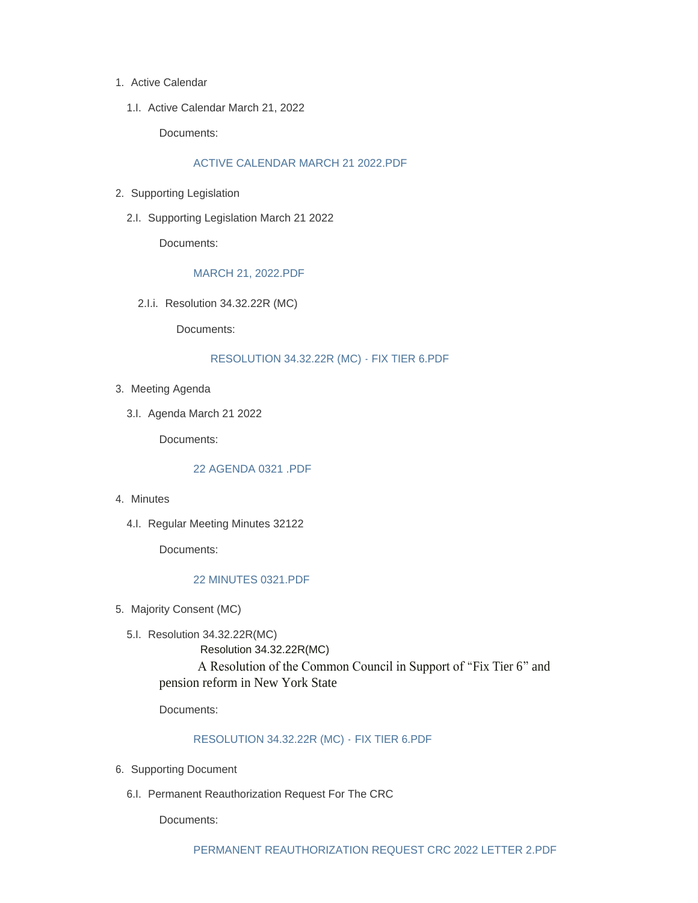1. Active Calendar

   1.I. Active Calendar March 21, 2022

   Documents:

   ACTIVE CALENDAR MARCH 21 2022.PDF

2. Supporting Legislation

   2.I. Supporting Legislation March 21 2022

   Documents:

   MARCH 21, 2022.PDF

   2.I.i. Resolution 34.32.22R (MC)

   Documents:

   RESOLUTION 34.32.22R (MC) - FIX TIER 6.PDF

3. Meeting Agenda

   3.I. Agenda March 21 2022

   Documents:

   22 AGENDA 0321 .PDF

4. Minutes

   4.I. Regular Meeting Minutes 32122

   Documents:

   22 MINUTES 0321.PDF

5. Majority Consent (MC)

   5.I. Resolution 34.32.22R(MC)

   Resolution 34.32.22R(MC)

   A Resolution of the Common Council in Support of "Fix Tier 6" and pension reform in New York State

   Documents:

   RESOLUTION 34.32.22R (MC) - FIX TIER 6.PDF

6. Supporting Document

   6.I. Permanent Reauthorization Request For The CRC

   Documents:

   PERMANENT REAUTHORIZATION REQUEST CRC 2022 LETTER 2.PDF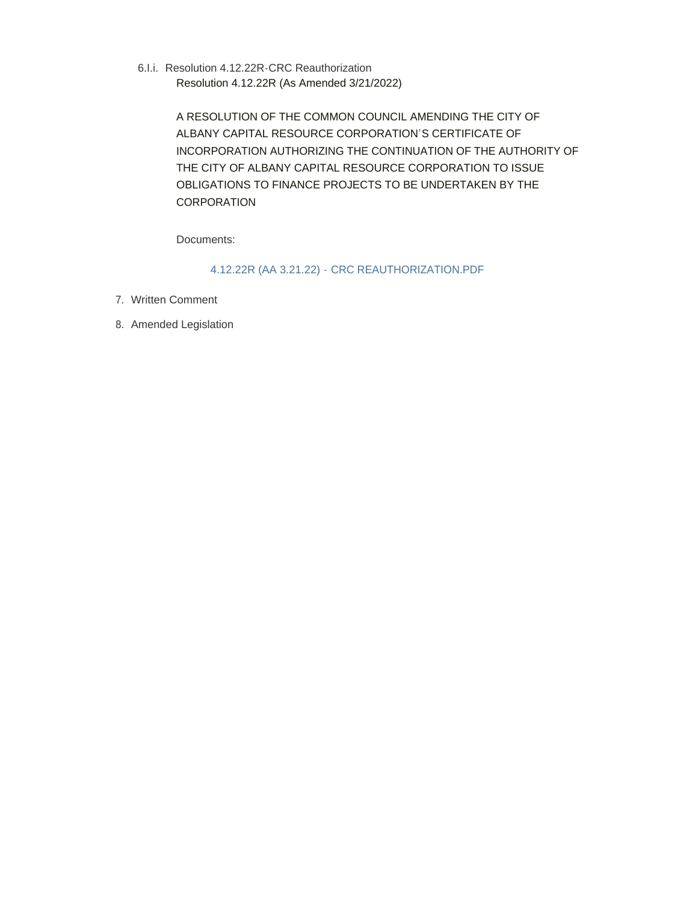6.I.i. Resolution 4.12.22R-CRC Reauthorization

Resolution 4.12.22R (As Amended 3/21/2022)

A RESOLUTION OF THE COMMON COUNCIL AMENDING THE CITY OF ALBANY CAPITAL RESOURCE CORPORATION'S CERTIFICATE OF INCORPORATION AUTHORIZING THE CONTINUATION OF THE AUTHORITY OF THE CITY OF ALBANY CAPITAL RESOURCE CORPORATION TO ISSUE OBLIGATIONS TO FINANCE PROJECTS TO BE UNDERTAKEN BY THE CORPORATION

Documents:

4.12.22R (AA 3.21.22) - CRC REAUTHORIZATION.PDF

7. Written Comment
8. Amended Legislation